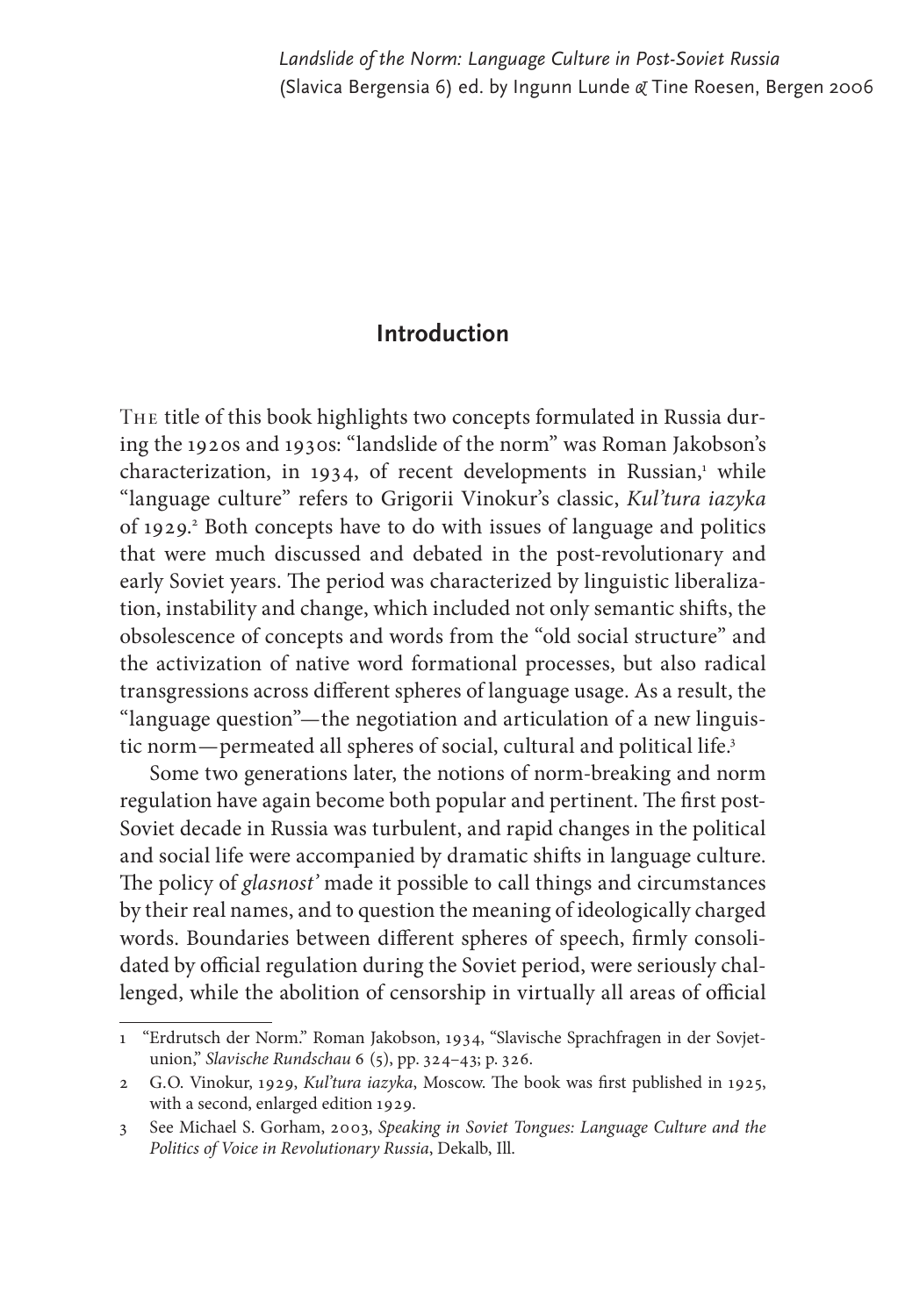*Landslide of the Norm: Language Culture in Post-Soviet Russia*
(Slavica Bergensia 6) ed. by Ingunn Lunde & Tine Roesen, Bergen 2006

# Introduction

The title of this book highlights two concepts formulated in Russia during the 1920s and 1930s: "landslide of the norm" was Roman Jakobson's characterization, in 1934, of recent developments in Russian,[1] while "language culture" refers to Grigorii Vinokur's classic, *Kul'tura iazyka* of 1929.[2] Both concepts have to do with issues of language and politics that were much discussed and debated in the post-revolutionary and early Soviet years. The period was characterized by linguistic liberalization, instability and change, which included not only semantic shifts, the obsolescence of concepts and words from the "old social structure" and the activization of native word formational processes, but also radical transgressions across different spheres of language usage. As a result, the "language question"—the negotiation and articulation of a new linguistic norm—permeated all spheres of social, cultural and political life.[3]

Some two generations later, the notions of norm-breaking and norm regulation have again become both popular and pertinent. The first post-Soviet decade in Russia was turbulent, and rapid changes in the political and social life were accompanied by dramatic shifts in language culture. The policy of *glasnost'* made it possible to call things and circumstances by their real names, and to question the meaning of ideologically charged words. Boundaries between different spheres of speech, firmly consolidated by official regulation during the Soviet period, were seriously challenged, while the abolition of censorship in virtually all areas of official

---

1 "Erdrutsch der Norm." Roman Jakobson, 1934, "Slavische Sprachfragen in der Sovjetunion," *Slavische Rundschau* 6 (5), pp. 324–43; p. 326.

2 G.O. Vinokur, 1929, *Kul'tura iazyka*, Moscow. The book was first published in 1925, with a second, enlarged edition 1929.

3 See Michael S. Gorham, 2003, *Speaking in Soviet Tongues: Language Culture and the Politics of Voice in Revolutionary Russia*, Dekalb, Ill.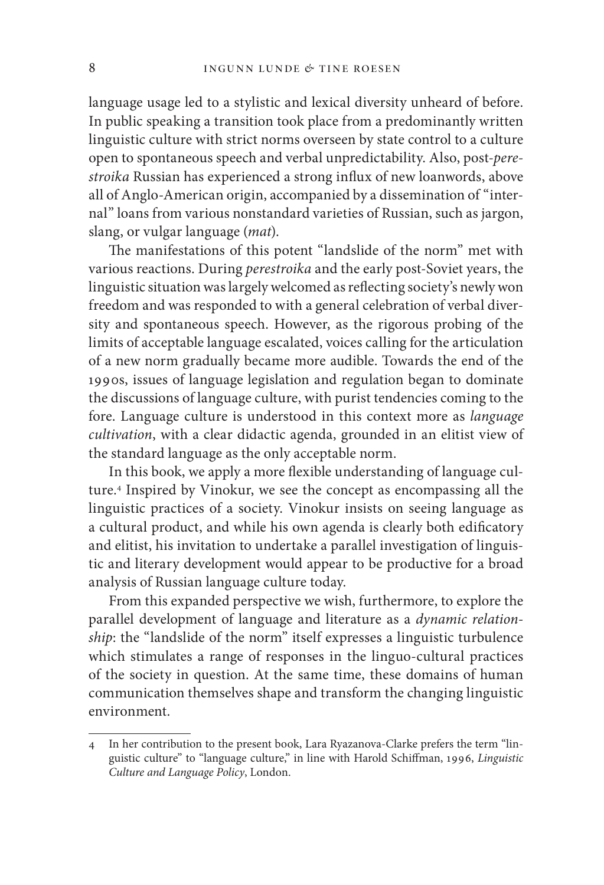language usage led to a stylistic and lexical diversity unheard of before. In public speaking a transition took place from a predominantly written linguistic culture with strict norms overseen by state control to a culture open to spontaneous speech and verbal unpredictability. Also, post-*perestroika* Russian has experienced a strong influx of new loanwords, above all of Anglo-American origin, accompanied by a dissemination of "internal" loans from various nonstandard varieties of Russian, such as jargon, slang, or vulgar language (*mat*).

The manifestations of this potent "landslide of the norm" met with various reactions. During *perestroika* and the early post-Soviet years, the linguistic situation was largely welcomed as reflecting society's newly won freedom and was responded to with a general celebration of verbal diversity and spontaneous speech. However, as the rigorous probing of the limits of acceptable language escalated, voices calling for the articulation of a new norm gradually became more audible. Towards the end of the 1990s, issues of language legislation and regulation began to dominate the discussions of language culture, with purist tendencies coming to the fore. Language culture is understood in this context more as *language cultivation*, with a clear didactic agenda, grounded in an elitist view of the standard language as the only acceptable norm.

In this book, we apply a more flexible understanding of language culture.[4] Inspired by Vinokur, we see the concept as encompassing all the linguistic practices of a society. Vinokur insists on seeing language as a cultural product, and while his own agenda is clearly both edificatory and elitist, his invitation to undertake a parallel investigation of linguistic and literary development would appear to be productive for a broad analysis of Russian language culture today.

From this expanded perspective we wish, furthermore, to explore the parallel development of language and literature as a *dynamic relationship*: the "landslide of the norm" itself expresses a linguistic turbulence which stimulates a range of responses in the linguo-cultural practices of the society in question. At the same time, these domains of human communication themselves shape and transform the changing linguistic environment.

---

4 In her contribution to the present book, Lara Ryazanova-Clarke prefers the term "linguistic culture" to "language culture," in line with Harold Schiffman, 1996, *Linguistic Culture and Language Policy*, London.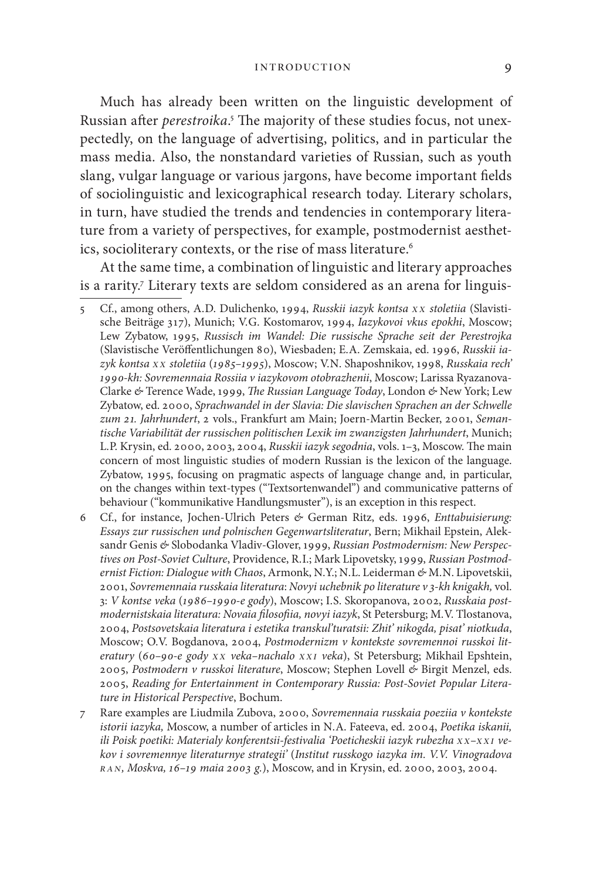Much has already been written on the linguistic development of Russian after *perestroika*.[5] The majority of these studies focus, not unexpectedly, on the language of advertising, politics, and in particular the mass media. Also, the nonstandard varieties of Russian, such as youth slang, vulgar language or various jargons, have become important fields of sociolinguistic and lexicographical research today. Literary scholars, in turn, have studied the trends and tendencies in contemporary literature from a variety of perspectives, for example, postmodernist aesthetics, socioliterary contexts, or the rise of mass literature.[6]

At the same time, a combination of linguistic and literary approaches is a rarity.[7] Literary texts are seldom considered as an arena for linguis-

---

5 Cf., among others, A.D. Dulichenko, 1994, *Russkii iazyk kontsa XX stoletiia* (Slavistische Beiträge 317), Munich; V.G. Kostomarov, 1994, *Iazykovoi vkus epokhi*, Moscow; Lew Zybatow, 1995, *Russisch im Wandel: Die russische Sprache seit der Perestrojka* (Slavistische Veröffentlichungen 80), Wiesbaden; E.A. Zemskaia, ed. 1996, *Russkii iazyk kontsa XX stoletiia (1985–1995)*, Moscow; V.N. Shaposhnikov, 1998, *Russkaia rech' 1990-kh: Sovremennaia Rossiia v iazykovom otobrazhenii*, Moscow; Larissa Ryazanova-Clarke & Terence Wade, 1999, *The Russian Language Today*, London & New York; Lew Zybatow, ed. 2000, *Sprachwandel in der Slavia: Die slavischen Sprachen an der Schwelle zum 21. Jahrhundert*, 2 vols., Frankfurt am Main; Joern-Martin Becker, 2001, *Semantische Variabilität der russischen politischen Lexik im zwanzigsten Jahrhundert*, Munich; L.P. Krysin, ed. 2000, 2003, 2004, *Russkii iazyk segodnia*, vols. 1–3, Moscow. The main concern of most linguistic studies of modern Russian is the lexicon of the language. Zybatow, 1995, focusing on pragmatic aspects of language change and, in particular, on the changes within text-types ("Textsortenwandel") and communicative patterns of behaviour ("kommunikative Handlungsmuster"), is an exception in this respect.

6 Cf., for instance, Jochen-Ulrich Peters & German Ritz, eds. 1996, *Enttabuisierung: Essays zur russischen und polnischen Gegenwartsliteratur*, Bern; Mikhail Epstein, Aleksandr Genis & Slobodanka Vladiv-Glover, 1999, *Russian Postmodernism: New Perspectives on Post-Soviet Culture*, Providence, R.I.; Mark Lipovetsky, 1999, *Russian Postmodernist Fiction: Dialogue with Chaos*, Armonk, N.Y.; N.L. Leiderman & M.N. Lipovetskii, 2001, *Sovremennaia russkaia literatura*: *Novyi uchebnik po literature v 3-kh knigakh,* vol. 3: *V kontse veka (1986–1990-e gody)*, Moscow; I.S. Skoropanova, 2002, *Russkaia postmodernistskaia literatura: Novaia filosofiia, novyi iazyk*, St Petersburg; M.V. Tlostanova, 2004, *Postsovetskaia literatura i estetika transkul'turatsii: Zhit' nikogda, pisat' niotkuda*, Moscow; O.V. Bogdanova, 2004, *Postmodernizm v kontekste sovremennoi russkoi literatury (60–90-e gody XX veka–nachalo XXI veka)*, St Petersburg; Mikhail Epshtein, 2005, *Postmodern v russkoi literature*, Moscow; Stephen Lovell & Birgit Menzel, eds. 2005, *Reading for Entertainment in Contemporary Russia: Post-Soviet Popular Literature in Historical Perspective*, Bochum.

7 Rare examples are Liudmila Zubova, 2000, *Sovremennaia russkaia poeziia v kontekste istorii iazyka,* Moscow, a number of articles in N.A. Fateeva, ed. 2004, *Poetika iskanii, ili Poisk poetiki: Materialy konferentsii-festivalia 'Poeticheskii iazyk rubezha XX–XXI vekov i sovremennye literaturnye strategii' (Institut russkogo iazyka im. V.V. Vinogradova RAN, Moskva, 16–19 maia 2003 g.)*, Moscow, and in Krysin, ed. 2000, 2003, 2004.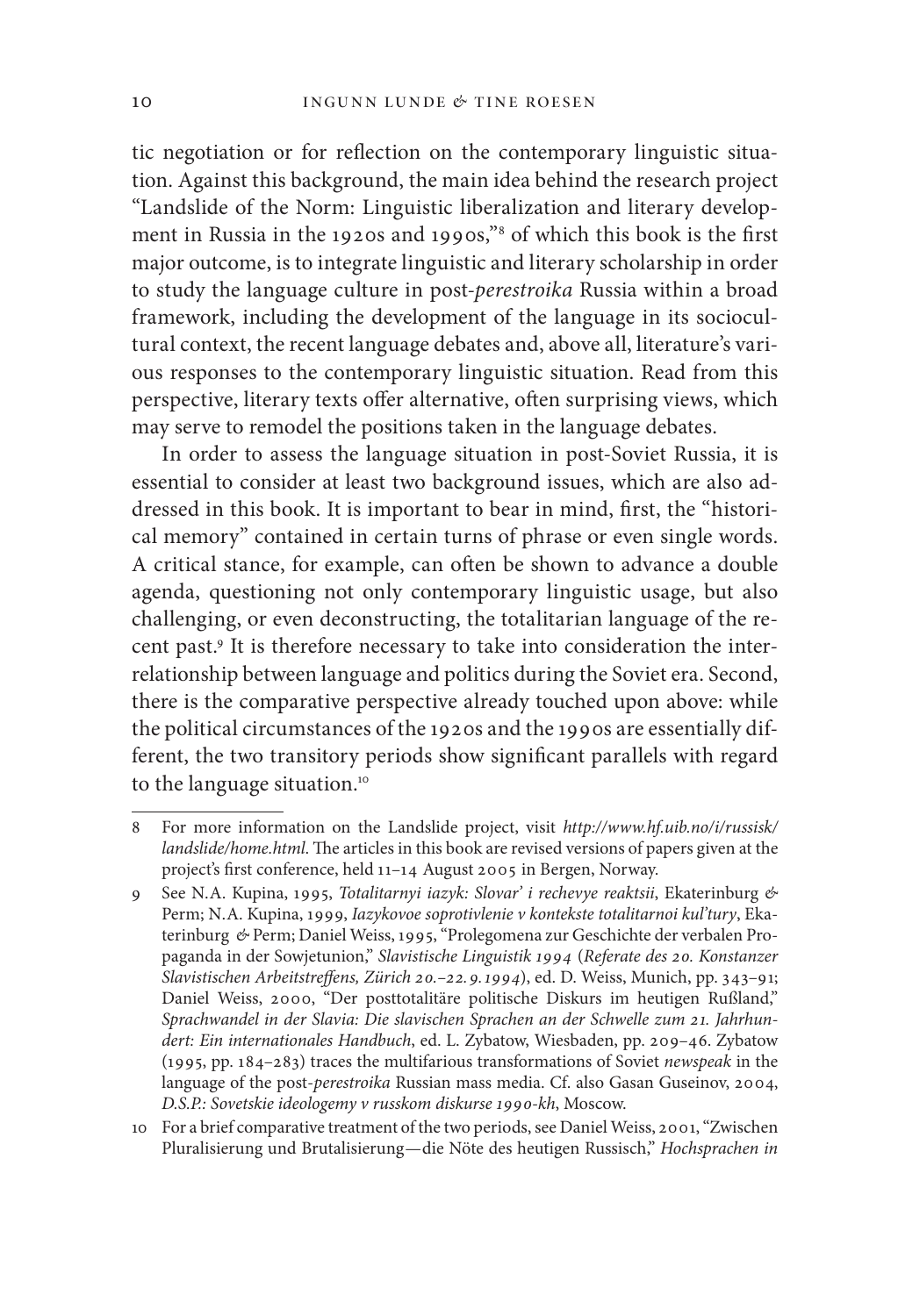tic negotiation or for reflection on the contemporary linguistic situation. Against this background, the main idea behind the research project "Landslide of the Norm: Linguistic liberalization and literary development in Russia in the 1920s and 1990s,"[8] of which this book is the first major outcome, is to integrate linguistic and literary scholarship in order to study the language culture in post-*perestroika* Russia within a broad framework, including the development of the language in its sociocultural context, the recent language debates and, above all, literature's various responses to the contemporary linguistic situation. Read from this perspective, literary texts offer alternative, often surprising views, which may serve to remodel the positions taken in the language debates.

In order to assess the language situation in post-Soviet Russia, it is essential to consider at least two background issues, which are also addressed in this book. It is important to bear in mind, first, the "historical memory" contained in certain turns of phrase or even single words. A critical stance, for example, can often be shown to advance a double agenda, questioning not only contemporary linguistic usage, but also challenging, or even deconstructing, the totalitarian language of the recent past.[9] It is therefore necessary to take into consideration the interrelationship between language and politics during the Soviet era. Second, there is the comparative perspective already touched upon above: while the political circumstances of the 1920s and the 1990s are essentially different, the two transitory periods show significant parallels with regard to the language situation.[10]

---

8 For more information on the Landslide project, visit *http://www.hf.uib.no/i/russisk/landslide/home.html*. The articles in this book are revised versions of papers given at the project's first conference, held 11–14 August 2005 in Bergen, Norway.

9 See N.A. Kupina, 1995, *Totalitarnyi iazyk: Slovar' i rechevye reaktsii*, Ekaterinburg & Perm; N.A. Kupina, 1999, *Iazykovoe soprotivlenie v kontekste totalitarnoi kul'tury*, Ekaterinburg & Perm; Daniel Weiss, 1995, "Prolegomena zur Geschichte der verbalen Propaganda in der Sowjetunion," *Slavistische Linguistik 1994* (*Referate des 20. Konstanzer Slavistischen Arbeitstreffens, Zürich 20.–22.9.1994*), ed. D. Weiss, Munich, pp. 343–91; Daniel Weiss, 2000, "Der posttotalitäre politische Diskurs im heutigen Rußland," *Sprachwandel in der Slavia: Die slavischen Sprachen an der Schwelle zum 21. Jahrhundert: Ein internationales Handbuch*, ed. L. Zybatow, Wiesbaden, pp. 209–46. Zybatow (1995, pp. 184–283) traces the multifarious transformations of Soviet *newspeak* in the language of the post-*perestroika* Russian mass media. Cf. also Gasan Guseinov, 2004, *D.S.P.: Sovetskie ideologemy v russkom diskurse 1990-kh*, Moscow.

10 For a brief comparative treatment of the two periods, see Daniel Weiss, 2001, "Zwischen Pluralisierung und Brutalisierung—die Nöte des heutigen Russisch," *Hochsprachen in*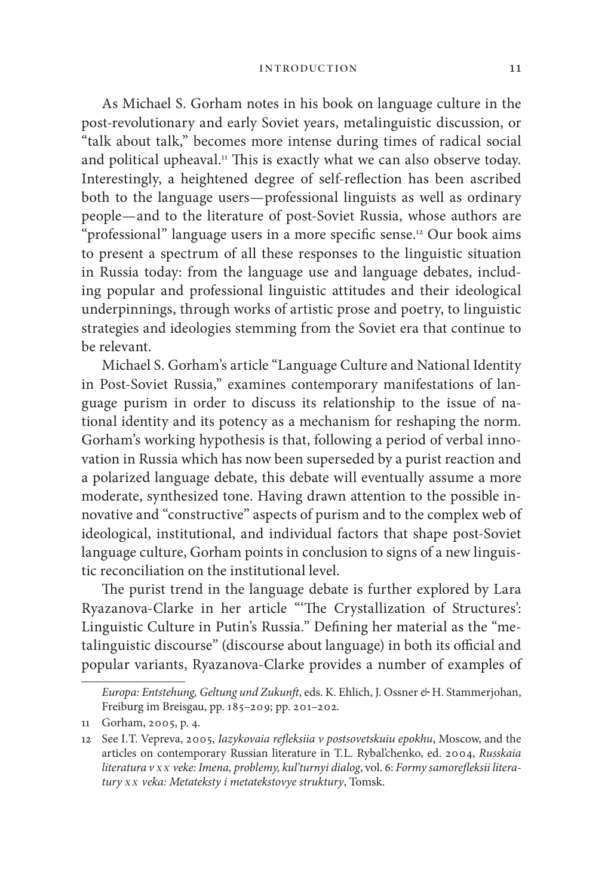As Michael S. Gorham notes in his book on language culture in the post-revolutionary and early Soviet years, metalinguistic discussion, or "talk about talk," becomes more intense during times of radical social and political upheaval.[11] This is exactly what we can also observe today. Interestingly, a heightened degree of self-reflection has been ascribed both to the language users—professional linguists as well as ordinary people—and to the literature of post-Soviet Russia, whose authors are "professional" language users in a more specific sense.[12] Our book aims to present a spectrum of all these responses to the linguistic situation in Russia today: from the language use and language debates, including popular and professional linguistic attitudes and their ideological underpinnings, through works of artistic prose and poetry, to linguistic strategies and ideologies stemming from the Soviet era that continue to be relevant.

Michael S. Gorham's article "Language Culture and National Identity in Post-Soviet Russia," examines contemporary manifestations of language purism in order to discuss its relationship to the issue of national identity and its potency as a mechanism for reshaping the norm. Gorham's working hypothesis is that, following a period of verbal innovation in Russia which has now been superseded by a purist reaction and a polarized language debate, this debate will eventually assume a more moderate, synthesized tone. Having drawn attention to the possible innovative and "constructive" aspects of purism and to the complex web of ideological, institutional, and individual factors that shape post-Soviet language culture, Gorham points in conclusion to signs of a new linguistic reconciliation on the institutional level.

The purist trend in the language debate is further explored by Lara Ryazanova-Clarke in her article "'The Crystallization of Structures': Linguistic Culture in Putin's Russia." Defining her material as the "metalinguistic discourse" (discourse about language) in both its official and popular variants, Ryazanova-Clarke provides a number of examples of

---

*Europa: Entstehung, Geltung und Zukunft*, eds. K. Ehlich, J. Ossner & H. Stammerjohan, Freiburg im Breisgau, pp. 185–209; pp. 201–202.

11 Gorham, 2005, p. 4.

12 See I.T. Vepreva, 2005, *Iazykovaia refleksiia v postsovetskuiu epokhu*, Moscow, and the articles on contemporary Russian literature in T.L. Rybal'chenko, ed. 2004, *Russkaia literatura v XX veke: Imena, problemy, kul'turnyi dialog*, vol. 6: *Formy samorefleksii literatury XX veka: Metateksty i metatekstovye struktury*, Tomsk.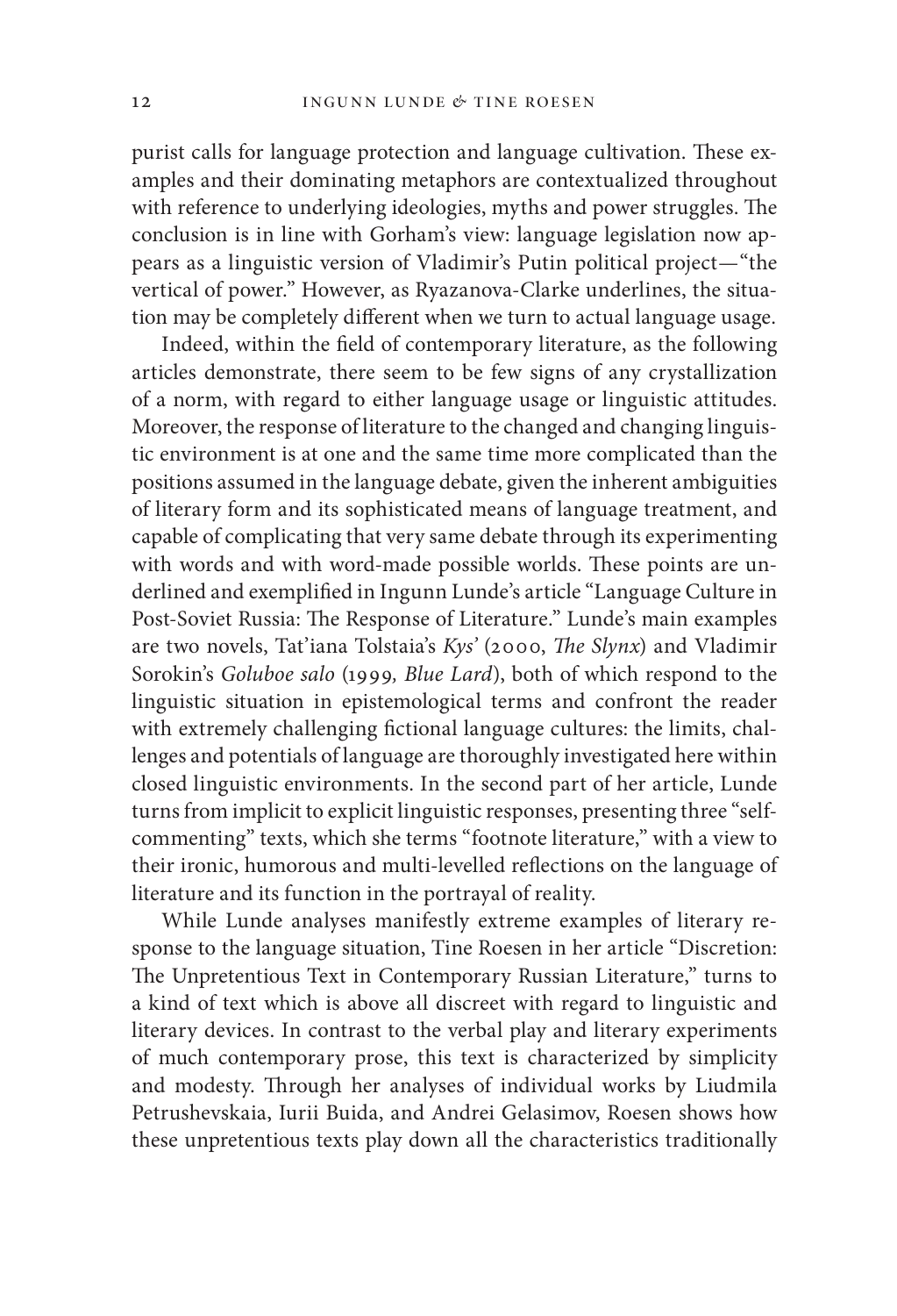purist calls for language protection and language cultivation. These examples and their dominating metaphors are contextualized throughout with reference to underlying ideologies, myths and power struggles. The conclusion is in line with Gorham's view: language legislation now appears as a linguistic version of Vladimir's Putin political project—"the vertical of power." However, as Ryazanova-Clarke underlines, the situation may be completely different when we turn to actual language usage.

Indeed, within the field of contemporary literature, as the following articles demonstrate, there seem to be few signs of any crystallization of a norm, with regard to either language usage or linguistic attitudes. Moreover, the response of literature to the changed and changing linguistic environment is at one and the same time more complicated than the positions assumed in the language debate, given the inherent ambiguities of literary form and its sophisticated means of language treatment, and capable of complicating that very same debate through its experimenting with words and with word-made possible worlds. These points are underlined and exemplified in Ingunn Lunde's article "Language Culture in Post-Soviet Russia: The Response of Literature." Lunde's main examples are two novels, Tat'iana Tolstaia's *Kys'* (2000, *The Slynx*) and Vladimir Sorokin's *Goluboe salo* (1999, *Blue Lard*), both of which respond to the linguistic situation in epistemological terms and confront the reader with extremely challenging fictional language cultures: the limits, challenges and potentials of language are thoroughly investigated here within closed linguistic environments. In the second part of her article, Lunde turns from implicit to explicit linguistic responses, presenting three "self-commenting" texts, which she terms "footnote literature," with a view to their ironic, humorous and multi-levelled reflections on the language of literature and its function in the portrayal of reality.

While Lunde analyses manifestly extreme examples of literary response to the language situation, Tine Roesen in her article "Discretion: The Unpretentious Text in Contemporary Russian Literature," turns to a kind of text which is above all discreet with regard to linguistic and literary devices. In contrast to the verbal play and literary experiments of much contemporary prose, this text is characterized by simplicity and modesty. Through her analyses of individual works by Liudmila Petrushevskaia, Iurii Buida, and Andrei Gelasimov, Roesen shows how these unpretentious texts play down all the characteristics traditionally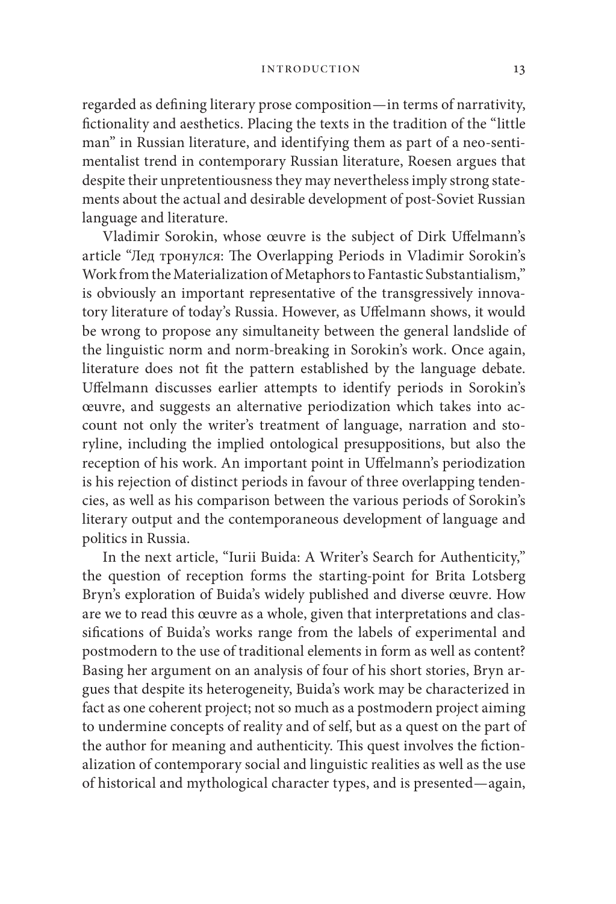regarded as defining literary prose composition—in terms of narrativity, fictionality and aesthetics. Placing the texts in the tradition of the "little man" in Russian literature, and identifying them as part of a neo-sentimentalist trend in contemporary Russian literature, Roesen argues that despite their unpretentiousness they may nevertheless imply strong statements about the actual and desirable development of post-Soviet Russian language and literature.

Vladimir Sorokin, whose œuvre is the subject of Dirk Uffelmann's article "Лед тронулся: The Overlapping Periods in Vladimir Sorokin's Work from the Materialization of Metaphors to Fantastic Substantialism," is obviously an important representative of the transgressively innovatory literature of today's Russia. However, as Uffelmann shows, it would be wrong to propose any simultaneity between the general landslide of the linguistic norm and norm-breaking in Sorokin's work. Once again, literature does not fit the pattern established by the language debate. Uffelmann discusses earlier attempts to identify periods in Sorokin's œuvre, and suggests an alternative periodization which takes into account not only the writer's treatment of language, narration and storyline, including the implied ontological presuppositions, but also the reception of his work. An important point in Uffelmann's periodization is his rejection of distinct periods in favour of three overlapping tendencies, as well as his comparison between the various periods of Sorokin's literary output and the contemporaneous development of language and politics in Russia.

In the next article, "Iurii Buida: A Writer's Search for Authenticity," the question of reception forms the starting-point for Brita Lotsberg Bryn's exploration of Buida's widely published and diverse œuvre. How are we to read this œuvre as a whole, given that interpretations and classifications of Buida's works range from the labels of experimental and postmodern to the use of traditional elements in form as well as content? Basing her argument on an analysis of four of his short stories, Bryn argues that despite its heterogeneity, Buida's work may be characterized in fact as one coherent project; not so much as a postmodern project aiming to undermine concepts of reality and of self, but as a quest on the part of the author for meaning and authenticity. This quest involves the fictionalization of contemporary social and linguistic realities as well as the use of historical and mythological character types, and is presented—again,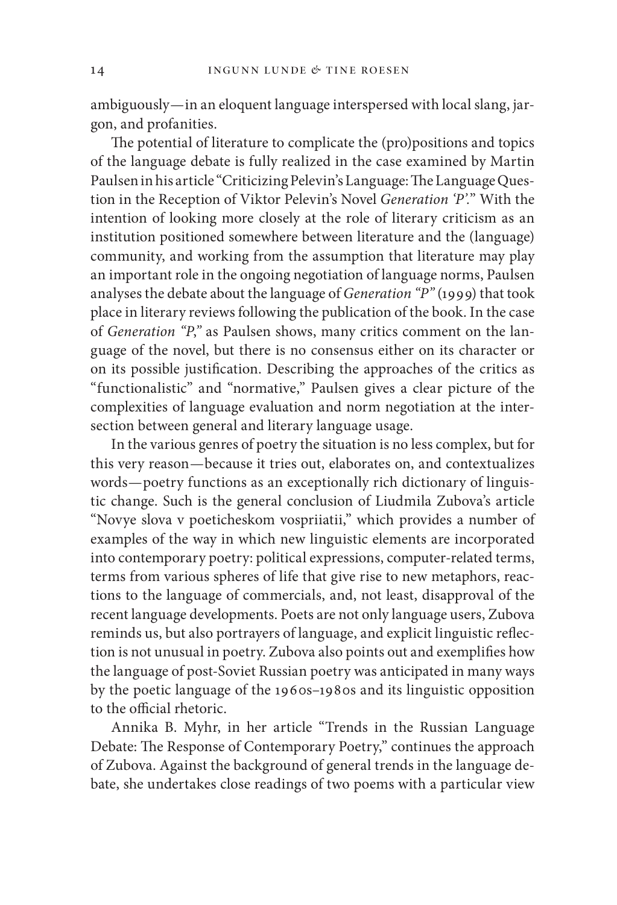ambiguously—in an eloquent language interspersed with local slang, jargon, and profanities.

The potential of literature to complicate the (pro)positions and topics of the language debate is fully realized in the case examined by Martin Paulsen in his article "Criticizing Pelevin's Language: The Language Question in the Reception of Viktor Pelevin's Novel *Generation 'P'*." With the intention of looking more closely at the role of literary criticism as an institution positioned somewhere between literature and the (language) community, and working from the assumption that literature may play an important role in the ongoing negotiation of language norms, Paulsen analyses the debate about the language of *Generation "P"* (1999) that took place in literary reviews following the publication of the book. In the case of *Generation "P,"* as Paulsen shows, many critics comment on the language of the novel, but there is no consensus either on its character or on its possible justification. Describing the approaches of the critics as "functionalistic" and "normative," Paulsen gives a clear picture of the complexities of language evaluation and norm negotiation at the intersection between general and literary language usage.

In the various genres of poetry the situation is no less complex, but for this very reason—because it tries out, elaborates on, and contextualizes words—poetry functions as an exceptionally rich dictionary of linguistic change. Such is the general conclusion of Liudmila Zubova's article "Novye slova v poeticheskom vospriiatii," which provides a number of examples of the way in which new linguistic elements are incorporated into contemporary poetry: political expressions, computer-related terms, terms from various spheres of life that give rise to new metaphors, reactions to the language of commercials, and, not least, disapproval of the recent language developments. Poets are not only language users, Zubova reminds us, but also portrayers of language, and explicit linguistic reflection is not unusual in poetry. Zubova also points out and exemplifies how the language of post-Soviet Russian poetry was anticipated in many ways by the poetic language of the 1960s–1980s and its linguistic opposition to the official rhetoric.

Annika B. Myhr, in her article "Trends in the Russian Language Debate: The Response of Contemporary Poetry," continues the approach of Zubova. Against the background of general trends in the language debate, she undertakes close readings of two poems with a particular view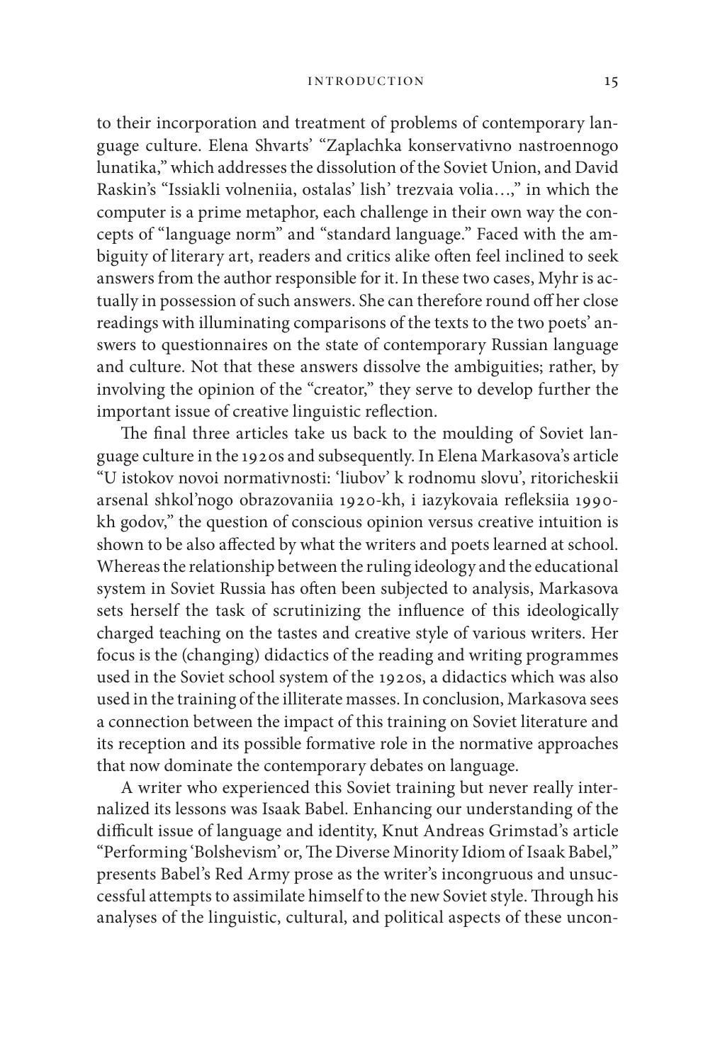to their incorporation and treatment of problems of contemporary language culture. Elena Shvarts' "Zaplachka konservativno nastroennogo lunatika," which addresses the dissolution of the Soviet Union, and David Raskin's "Issiakli volneniia, ostalas' lish' trezvaia volia…," in which the computer is a prime metaphor, each challenge in their own way the concepts of "language norm" and "standard language." Faced with the ambiguity of literary art, readers and critics alike often feel inclined to seek answers from the author responsible for it. In these two cases, Myhr is actually in possession of such answers. She can therefore round off her close readings with illuminating comparisons of the texts to the two poets' answers to questionnaires on the state of contemporary Russian language and culture. Not that these answers dissolve the ambiguities; rather, by involving the opinion of the "creator," they serve to develop further the important issue of creative linguistic reflection.

The final three articles take us back to the moulding of Soviet language culture in the 1920s and subsequently. In Elena Markasova's article "U istokov novoi normativnosti: 'liubov'' k rodnomu slovu', ritoricheskii arsenal shkol'nogo obrazovaniia 1920-kh, i iazykovaia refleksiia 1990-kh godov," the question of conscious opinion versus creative intuition is shown to be also affected by what the writers and poets learned at school. Whereas the relationship between the ruling ideology and the educational system in Soviet Russia has often been subjected to analysis, Markasova sets herself the task of scrutinizing the influence of this ideologically charged teaching on the tastes and creative style of various writers. Her focus is the (changing) didactics of the reading and writing programmes used in the Soviet school system of the 1920s, a didactics which was also used in the training of the illiterate masses. In conclusion, Markasova sees a connection between the impact of this training on Soviet literature and its reception and its possible formative role in the normative approaches that now dominate the contemporary debates on language.

A writer who experienced this Soviet training but never really internalized its lessons was Isaak Babel. Enhancing our understanding of the difficult issue of language and identity, Knut Andreas Grimstad's article "Performing 'Bolshevism' or, The Diverse Minority Idiom of Isaak Babel," presents Babel's Red Army prose as the writer's incongruous and unsuccessful attempts to assimilate himself to the new Soviet style. Through his analyses of the linguistic, cultural, and political aspects of these uncon-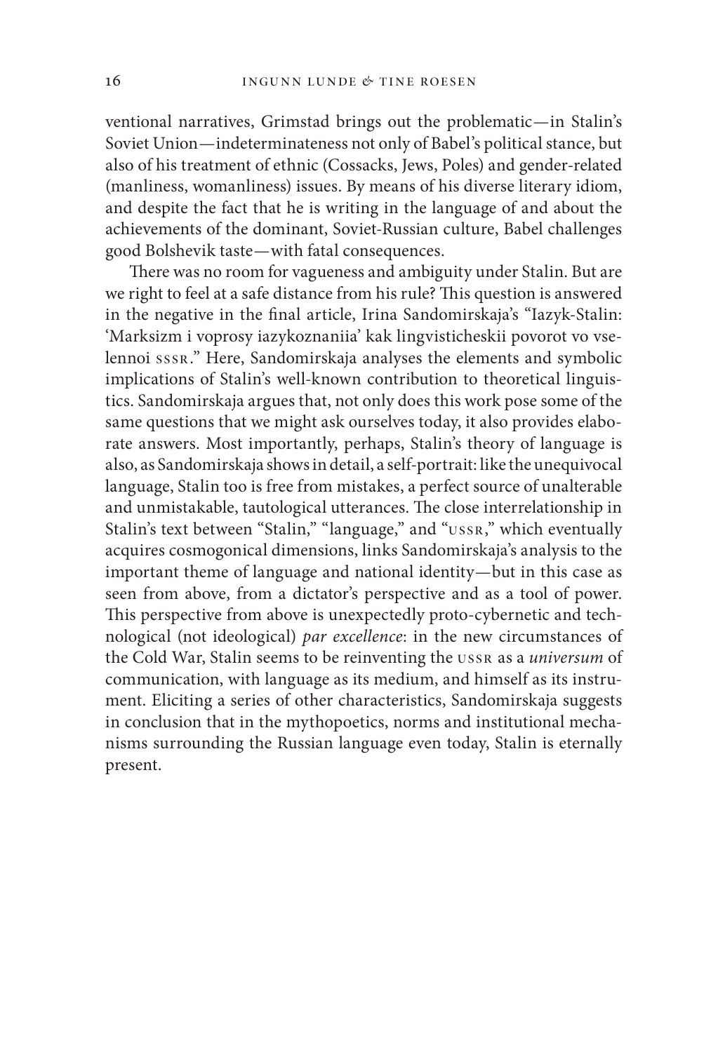ventional narratives, Grimstad brings out the problematic—in Stalin's Soviet Union—indeterminateness not only of Babel's political stance, but also of his treatment of ethnic (Cossacks, Jews, Poles) and gender-related (manliness, womanliness) issues. By means of his diverse literary idiom, and despite the fact that he is writing in the language of and about the achievements of the dominant, Soviet-Russian culture, Babel challenges good Bolshevik taste—with fatal consequences.

There was no room for vagueness and ambiguity under Stalin. But are we right to feel at a safe distance from his rule? This question is answered in the negative in the final article, Irina Sandomirskaja's "Iazyk-Stalin: 'Marksizm i voprosy iazykoznaniia' kak lingvisticheskii povorot vo vselennoi SSSR." Here, Sandomirskaja analyses the elements and symbolic implications of Stalin's well-known contribution to theoretical linguistics. Sandomirskaja argues that, not only does this work pose some of the same questions that we might ask ourselves today, it also provides elaborate answers. Most importantly, perhaps, Stalin's theory of language is also, as Sandomirskaja shows in detail, a self-portrait: like the unequivocal language, Stalin too is free from mistakes, a perfect source of unalterable and unmistakable, tautological utterances. The close interrelationship in Stalin's text between "Stalin," "language," and "USSR," which eventually acquires cosmogonical dimensions, links Sandomirskaja's analysis to the important theme of language and national identity—but in this case as seen from above, from a dictator's perspective and as a tool of power. This perspective from above is unexpectedly proto-cybernetic and technological (not ideological) *par excellence*: in the new circumstances of the Cold War, Stalin seems to be reinventing the USSR as a *universum* of communication, with language as its medium, and himself as its instrument. Eliciting a series of other characteristics, Sandomirskaja suggests in conclusion that in the mythopoetics, norms and institutional mechanisms surrounding the Russian language even today, Stalin is eternally present.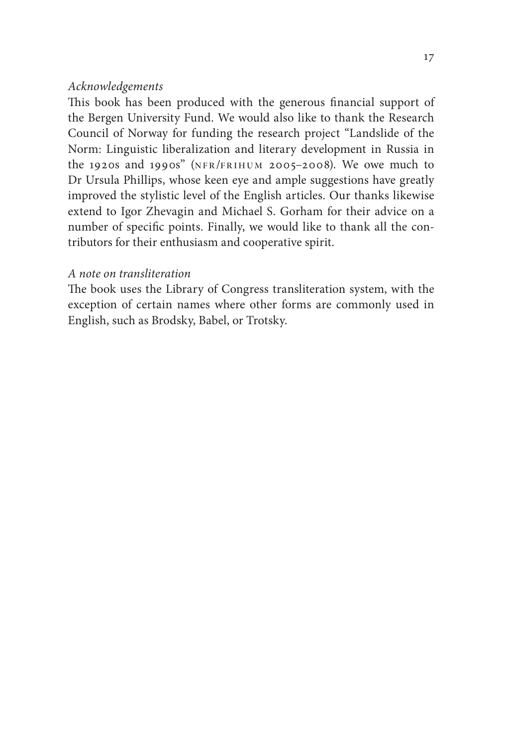*Acknowledgements*

This book has been produced with the generous financial support of the Bergen University Fund. We would also like to thank the Research Council of Norway for funding the research project "Landslide of the Norm: Linguistic liberalization and literary development in Russia in the 1920s and 1990s" (NFR/FRIHUM 2005–2008). We owe much to Dr Ursula Phillips, whose keen eye and ample suggestions have greatly improved the stylistic level of the English articles. Our thanks likewise extend to Igor Zhevagin and Michael S. Gorham for their advice on a number of specific points. Finally, we would like to thank all the contributors for their enthusiasm and cooperative spirit.

*A note on transliteration*

The book uses the Library of Congress transliteration system, with the exception of certain names where other forms are commonly used in English, such as Brodsky, Babel, or Trotsky.